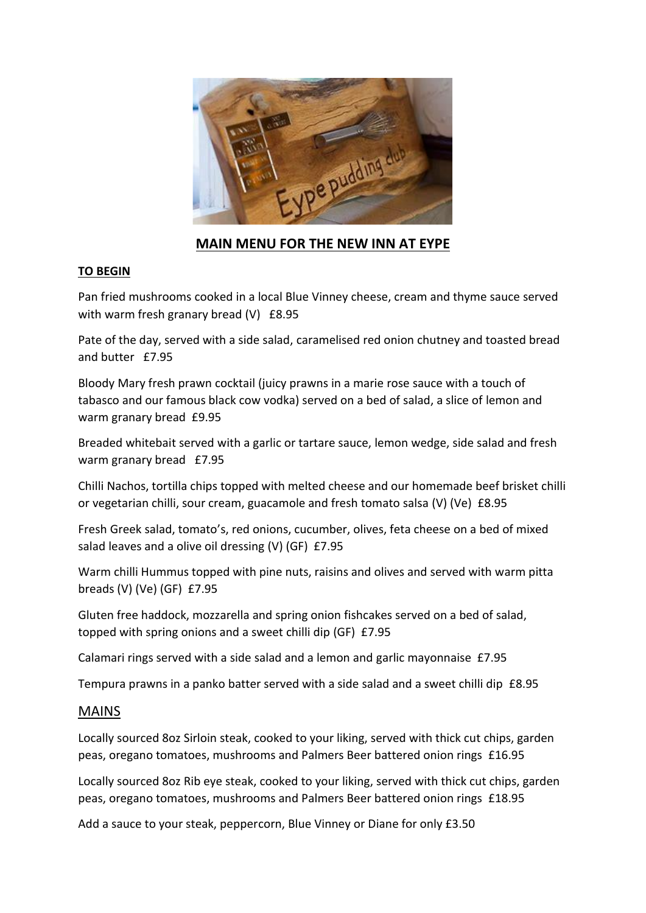# MAIN MENU FOR THE NEW INN AT EYPE

## TO BEGIN

Pan fried mushrooms cooked in a local Blue Vinney cheese, cream and thyme sauce served with warm fresh granary bread (V) £8.95

Pate of the day, served with a side salad, caramelised red onion chutney and toasted bread and butter £7.95

Bloody Mary fresh prawn cocktail (juicy prawns in a marie rose sauce with a touch of tabasco and our famous black cow vodka) served on a bed of salad, a slice of lemon and warm granary bread £9.95

Breaded whitebait served with a garlic or tartare sauce, lemon wedge, side salad and fresh warm granary bread £7.95

Chilli Nachos, tortilla chips topped with melted cheese and our homemade beef brisket chilli or vegetarian chilli, sour cream, guacamole and fresh tomato salsa (V) (Ve) £8.95

Fresh Greek salad, tomato's, red onions, cucumber, olives, feta cheese on a bed of mixed salad leaves and a olive oil dressing (V) (GF) £7.95

Warm chilli Hummus topped with pine nuts, raisins and olives and served with warm pitta breads (V) (Ve) (GF) £7.95

Gluten free haddock, mozzarella and spring onion fishcakes served on a bed of salad, topped with spring onions and a sweet chilli dip (GF) £7.95

Calamari rings served with a side salad and a lemon and garlic mayonnaise £7.95

Tempura prawns in a panko batter served with a side salad and a sweet chilli dip £8.95

## MAINS

Locally sourced 8oz Sirloin steak, cooked to your liking, served with thick cut chips, garden peas, oregano tomatoes, mushrooms and Palmers Beer battered onion rings £16.95

Locally sourced 8oz Rib eye steak, cooked to your liking, served with thick cut chips, garden peas, oregano tomatoes, mushrooms and Palmers Beer battered onion rings £18.95

Add a sauce to your steak, peppercorn, Blue Vinney or Diane for only £3.50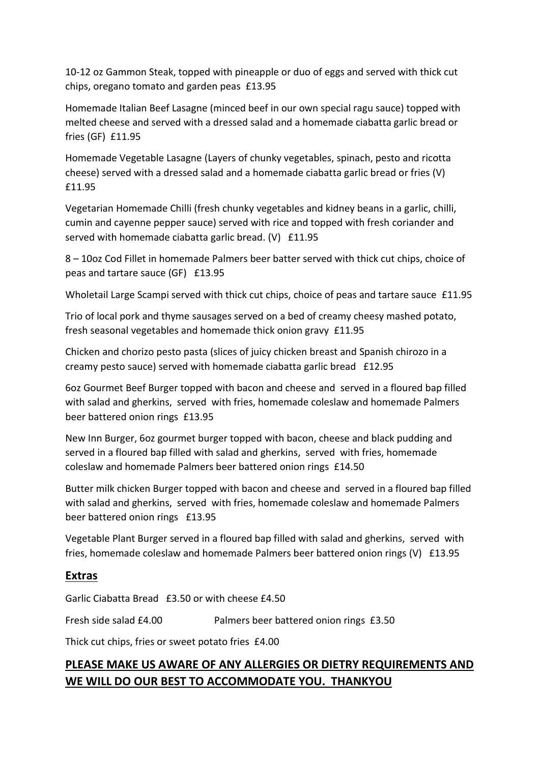10-12 oz Gammon Steak, topped with pineapple or duo of eggs and served with thick cut chips, oregano tomato and garden peas £13.95

Homemade Italian Beef Lasagne (minced beef in our own special ragu sauce) topped with melted cheese and served with a dressed salad and a homemade ciabatta garlic bread or fries (GF) £11.95

Homemade Vegetable Lasagne (Layers of chunky vegetables, spinach, pesto and ricotta cheese) served with a dressed salad and a homemade ciabatta garlic bread or fries (V) £11.95

Vegetarian Homemade Chilli (fresh chunky vegetables and kidney beans in a garlic, chilli, cumin and cayenne pepper sauce) served with rice and topped with fresh coriander and served with homemade ciabatta garlic bread. (V) £11.95

8 – 10oz Cod Fillet in homemade Palmers beer batter served with thick cut chips, choice of peas and tartare sauce (GF) £13.95

Wholetail Large Scampi served with thick cut chips, choice of peas and tartare sauce £11.95

Trio of local pork and thyme sausages served on a bed of creamy cheesy mashed potato, fresh seasonal vegetables and homemade thick onion gravy £11.95

Chicken and chorizo pesto pasta (slices of juicy chicken breast and Spanish chirozo in a creamy pesto sauce) served with homemade ciabatta garlic bread £12.95

6oz Gourmet Beef Burger topped with bacon and cheese and served in a floured bap filled with salad and gherkins, served with fries, homemade coleslaw and homemade Palmers beer battered onion rings £13.95

New Inn Burger, 6oz gourmet burger topped with bacon, cheese and black pudding and served in a floured bap filled with salad and gherkins, served with fries, homemade coleslaw and homemade Palmers beer battered onion rings £14.50

Butter milk chicken Burger topped with bacon and cheese and served in a floured bap filled with salad and gherkins, served with fries, homemade coleslaw and homemade Palmers beer battered onion rings £13.95

Vegetable Plant Burger served in a floured bap filled with salad and gherkins, served with fries, homemade coleslaw and homemade Palmers beer battered onion rings (V) £13.95

## **Extras**

Garlic Ciabatta Bread £3.50 or with cheese £4.50

Fresh side salad £4.00 Palmers beer battered onion rings £3.50

Thick cut chips, fries or sweet potato fries £4.00

## **PLEASE MAKE US AWARE OF ANY ALLERGIES OR DIETRY REQUIREMENTS AND WE WILL DO OUR BEST TO ACCOMMODATE YOU. THANKYOU**